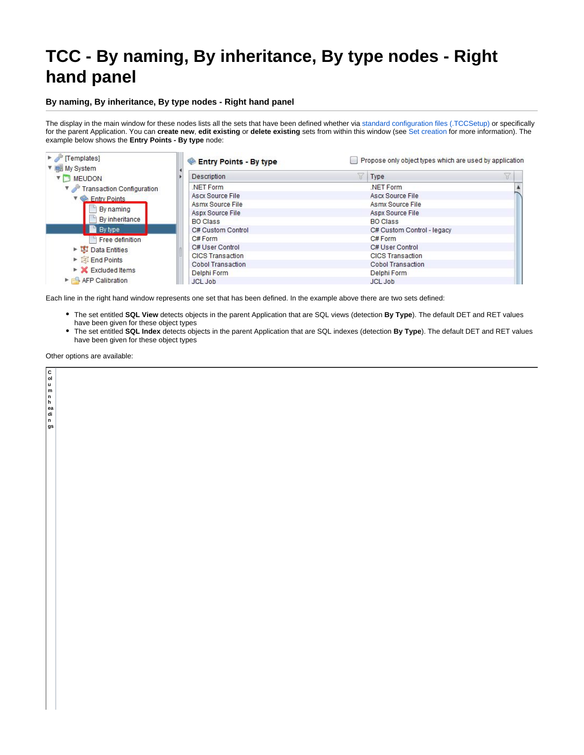# TCC - By naming, By inheritance, By type nodes - Right hand panel

### By naming, By inheritance, By type nodes - Right hand panel

The display in the main window for these nodes lists all the sets that have been defined whether via standard configuration files (.TCCSetup) or specifically for the parent Application. You can **create new**, **edit existing** or **delete existing** sets from within this window (see Set creation for more information). The example below shows the **Entry Points - By type** node:

Each line in the right hand window represents one set that has been defined. In the example above there are two sets defined:

- The set entitled **SQL View** detects objects in the parent Application that are SQL views (detection **By Type**). The default DET and RET values have been given for these object types
- The set entitled **SQL Index** detects objects in the parent Application that are SQL indexes (detection **By Type**). The default DET and RET values have been given for these object types

Other options are available:

| Column headings | |
|---|---|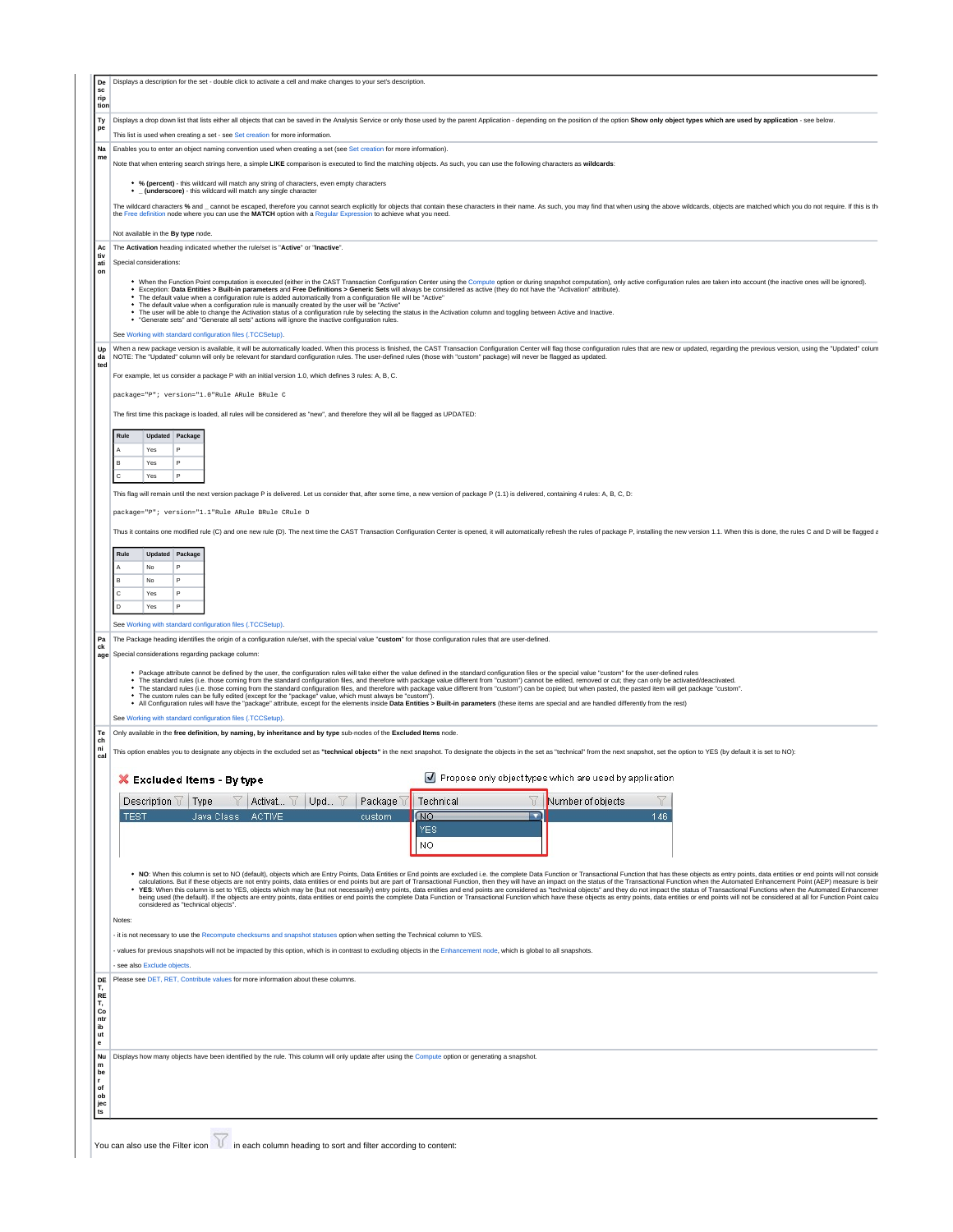| | |
|---|---|
| **Description** | Displays a description for the set - double click to activate a cell and make changes to your set's description. |
| **Type** | Displays a drop down list that lists either all objects that can be saved in the Analysis Service or only those used by the parent Application - depending on the position of the option **Show only object types which are used by application** - see below.<br><br>This list is used when creating a set - see Set creation for more information. |
| **Name** | Enables you to enter an object naming convention used when creating a set (see Set creation for more information).<br><br>Note that when entering search strings here, a simple **LIKE** comparison is executed to find the matching objects. As such, you can use the following characters as **wildcards**:<br><br>• **% (percent)** - this wildcard will match any string of characters, even empty characters<br>• **_ (underscore)** - this wildcard will match any single character<br><br>The wildcard characters **%** and _ cannot be escaped, therefore you cannot search explicitly for objects that contain these characters in their name. As such, you may find that when using the above wildcards, objects are matched which you do not require. If this is th the Free definition node where you can use the **MATCH** option with a Regular Expression to achieve what you need.<br><br>Not available in the **By type** node. |
| **Activation** | The **Activation** heading indicated whether the rule/set is "**Active**" or "**Inactive**".<br><br>Special considerations:<br><br>• When the Function Point computation is executed (either in the CAST Transaction Configuration Center using the Compute option or during snapshot computation), only active configuration rules are taken into account (the inactive ones will be ignored).<br>• Exception: **Data Entities > Built-in parameters** and **Free Definitions > Generic Sets** will always be considered as active (they do not have the "Activation" attribute).<br>• The default value when a configuration rule is added automatically from a configuration file will be "Active"<br>• The default value when a configuration rule is manually created by the user will be "Active"<br>• The user will be able to change the Activation status of a configuration rule by selecting the status in the Activation column and toggling between Active and Inactive.<br>• "Generate sets" and "Generate all sets" actions will ignore the inactive configuration rules.<br><br>See Working with standard configuration files (.TCCSetup). |
| **Updated** | When a new package version is available, it will be automatically loaded. When this process is finished, the CAST Transaction Configuration Center will flag those configuration rules that are new or updated, regarding the previous version, using the "Updated" colum<br>NOTE: The "Updated" column will only be relevant for standard configuration rules. The user-defined rules (those with "custom" package) will never be flagged as updated.<br><br>For example, let us consider a package P with an initial version 1.0, which defines 3 rules: A, B, C.<br><br>`package="P"; version="1.0"Rule ARule BRule C`<br><br>The first time this package is loaded, all rules will be considered as "new", and therefore they will all be flagged as UPDATED:<br><br>Rule / Updated / Package:<br>A / Yes / P<br>B / Yes / P<br>C / Yes / P<br><br>This flag will remain until the next version package P is delivered. Let us consider that, after some time, a new version of package P (1.1) is delivered, containing 4 rules: A, B, C, D:<br><br>`package="P"; version="1.1"Rule ARule BRule CRule D`<br><br>Thus it contains one modified rule (C) and one new rule (D). The next time the CAST Transaction Configuration Center is opened, it will automatically refresh the rules of package P, installing the new version 1.1. When this is done, the rules C and D will be flagged a<br><br>Rule / Updated / Package:<br>A / No / P<br>B / No / P<br>C / Yes / P<br>D / Yes / P<br><br>See Working with standard configuration files (.TCCSetup). |
| **Package** | The Package heading identifies the origin of a configuration rule/set, with the special value "**custom**" for those configuration rules that are user-defined.<br><br>Special considerations regarding package column:<br><br>• Package attribute cannot be defined by the user, the configuration rules will take either the value defined in the standard configuration files or the special value "custom" for the user-defined rules<br>• The standard rules (i.e. those coming from the standard configuration files, and therefore with package value different from "custom") cannot be edited, removed or cut; they can only be activated/deactivated.<br>• The standard rules (i.e. those coming from the standard configuration files, and therefore with package value different from "custom") can be copied; but when pasted, the pasted item will get package "custom".<br>• The custom rules can be fully edited (except for the "package" value, which must always be "custom").<br>• All Configuration rules will have the "package" attribute, except for the elements inside **Data Entities > Built-in parameters** (these items are special and are handled differently from the rest)<br><br>See Working with standard configuration files (.TCCSetup). |
| **Technical** | Only available in the **free definition, by naming, by inheritance and by type** sub-nodes of the **Excluded Items** node.<br><br>This option enables you to designate any objects in the excluded set as **"technical objects"** in the next snapshot. To designate the objects in the set as "technical" from the next snapshot, set the option to YES (by default it is set to NO):<br><br>• **NO**: When this column is set to NO (default), objects which are Entry Points, Data Entities or End points are excluded i.e. the complete Data Function or Transactional Function that has these objects as entry points, data entities or end points will not conside calculations. But if these objects are not entry points, data entities or end points but are part of Transactional Function, then they will have an impact on the status of the Transactional Function when the Automated Enhancement Point (AEP) measure is bein<br>• **YES**: When this column is set to YES, objects which may be (but not necessarily) entry points, data entities and end points are considered as "technical objects" and they do not impact the status of Transactional Functions when the Automated Enhancemer being used (the default). If the objects are entry points, data entities or end points the complete Data Function or Transactional Function which have these objects as entry points, data entities or end points will not be considered at all for Function Point calcu considered as "technical objects".<br><br>Notes:<br><br>- it is not necessary to use the Recompute checksums and snapshot statuses option when setting the Technical column to YES.<br><br>- values for previous snapshots will not be impacted by this option, which is in contrast to excluding objects in the Enhancement node, which is global to all snapshots.<br><br>- see also Exclude objects. |
| **DET, RET, Contribute** | Please see DET, RET, Contribute values for more information about these columns. |
| **Number of objects** | Displays how many objects have been identified by the rule. This column will only update after using the Compute option or generating a snapshot. |

You can also use the Filter icon in each column heading to sort and filter according to content: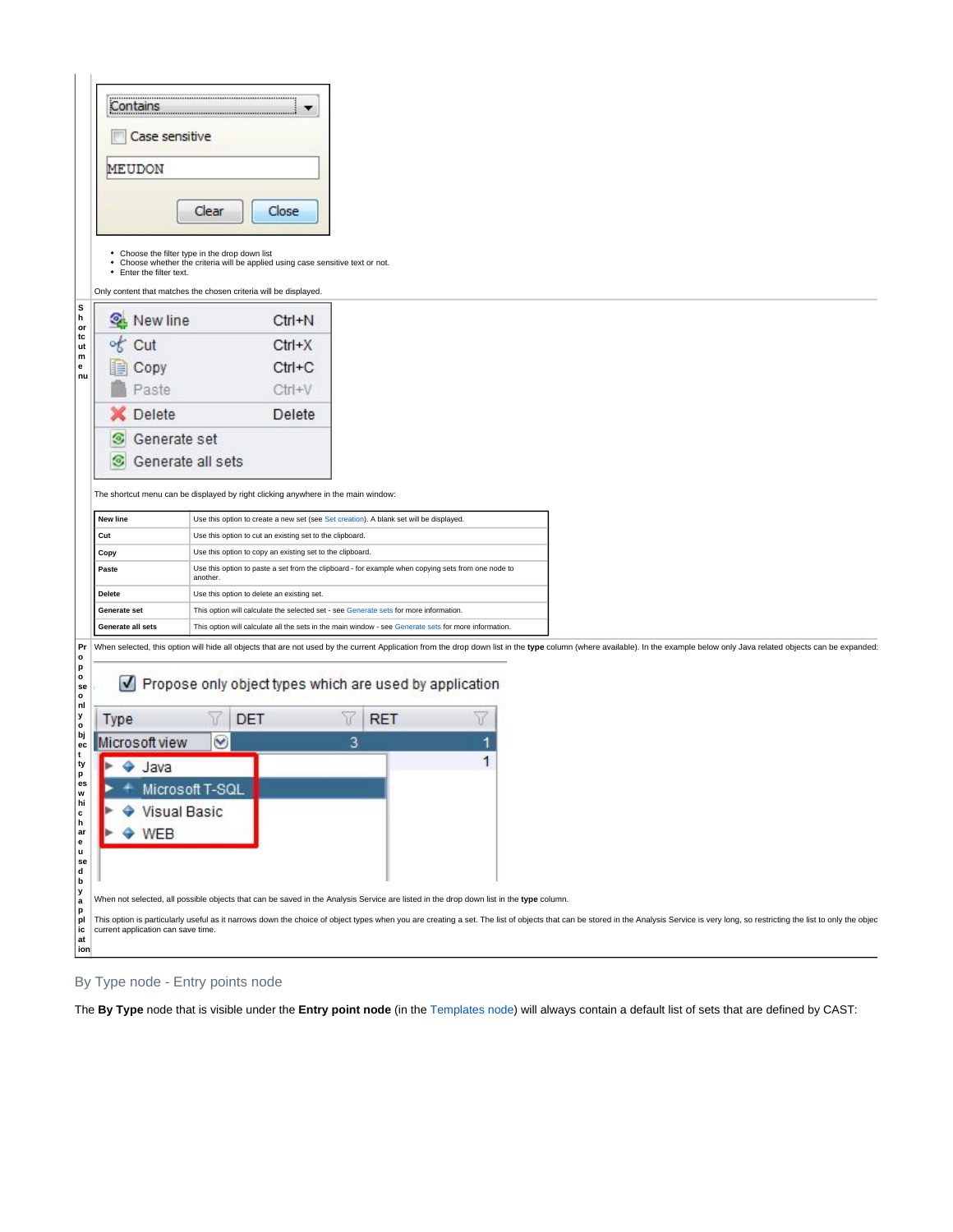- Choose the filter type in the drop down list
- Choose whether the criteria will be applied using case sensitive text or not.
- Enter the filter text.

Only content that matches the chosen criteria will be displayed.

**Shortcut menu**

The shortcut menu can be displayed by right clicking anywhere in the main window:

| | |
|---|---|
| **New line** | Use this option to create a new set (see Set creation). A blank set will be displayed. |
| **Cut** | Use this option to cut an existing set to the clipboard. |
| **Copy** | Use this option to copy an existing set to the clipboard. |
| **Paste** | Use this option to paste a set from the clipboard - for example when copying sets from one node to another. |
| **Delete** | Use this option to delete an existing set. |
| **Generate set** | This option will calculate the selected set - see Generate sets for more information. |
| **Generate all sets** | This option will calculate all the sets in the main window - see Generate sets for more information. |

**Propose only object types which are used by application**

When selected, this option will hide all objects that are not used by the current Application from the drop down list in the **type** column (where available). In the example below only Java related objects can be expanded:

When not selected, all possible objects that can be saved in the Analysis Service are listed in the drop down list in the **type** column.

This option is particularly useful as it narrows down the choice of object types when you are creating a set. The list of objects that can be stored in the Analysis Service is very long, so restricting the list to only the objec current application can save time.

## By Type node - Entry points node

The **By Type** node that is visible under the **Entry point node** (in the Templates node) will always contain a default list of sets that are defined by CAST: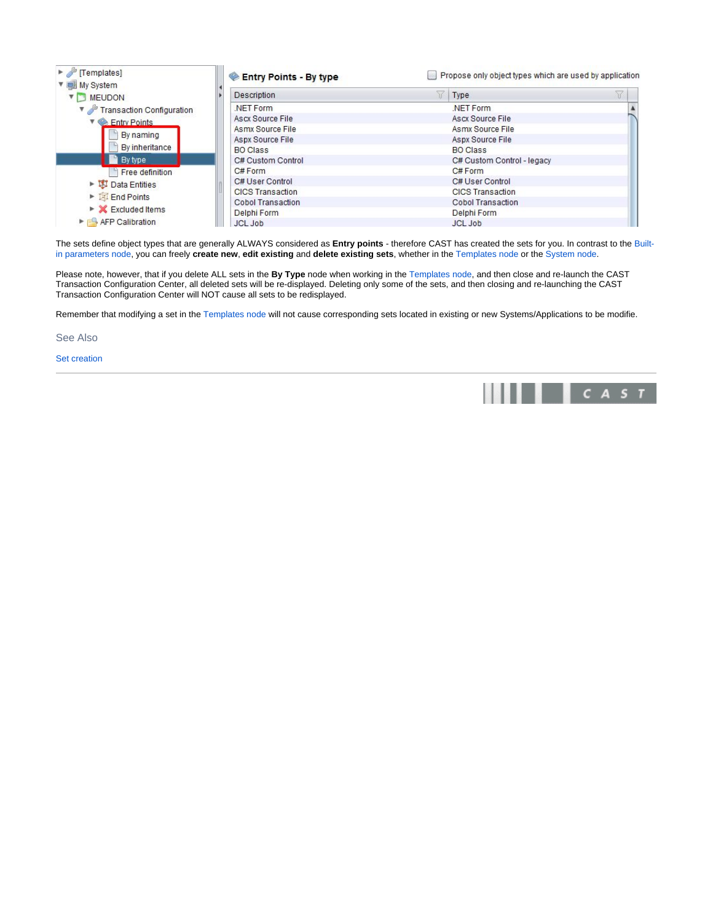The sets define object types that are generally ALWAYS considered as **Entry points** - therefore CAST has created the sets for you. In contrast to the Built-in parameters node, you can freely **create new**, **edit existing** and **delete existing sets**, whether in the Templates node or the System node.

Please note, however, that if you delete ALL sets in the **By Type** node when working in the Templates node, and then close and re-launch the CAST Transaction Configuration Center, all deleted sets will be re-displayed. Deleting only some of the sets, and then closing and re-launching the CAST Transaction Configuration Center will NOT cause all sets to be redisplayed.

Remember that modifying a set in the Templates node will not cause corresponding sets located in existing or new Systems/Applications to be modifie.

## See Also

Set creation